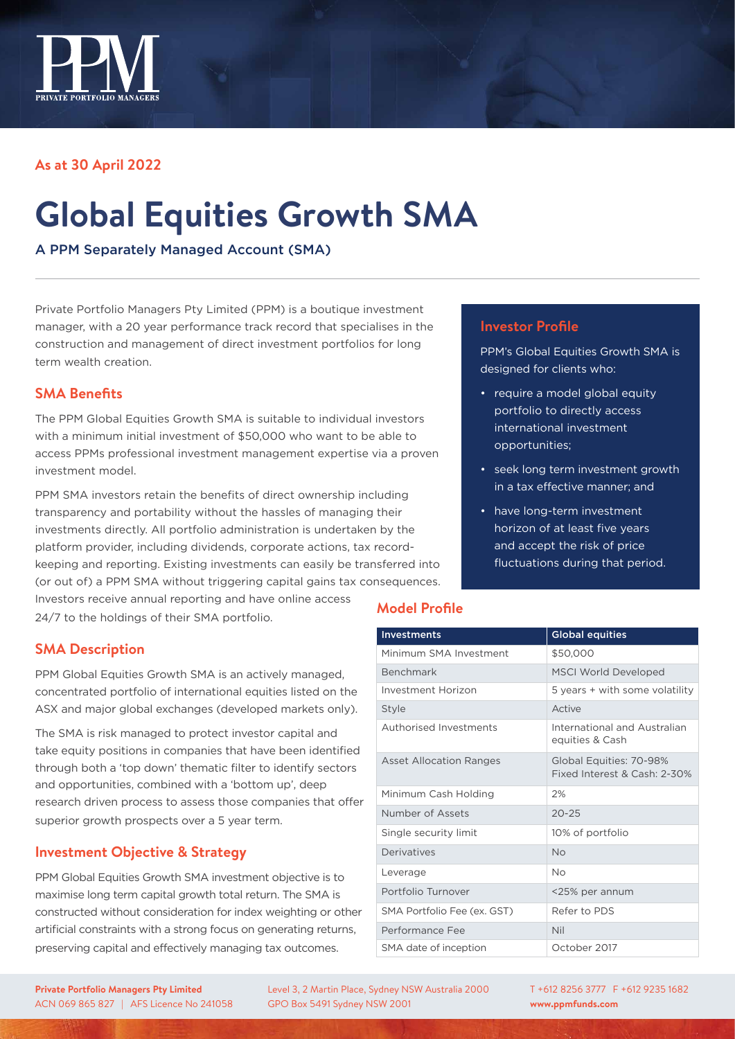**As at 30 April 2022**

# Global Equities Growth SMA

A PPM Separately Managed Account (SMA)

Private Portfolio Managers Pty Limited (PPM) is a boutique investment manager, with a 20 year performance track record that specialises in the construction and management of direct investment portfolios for long term wealth creation.

## SMA Benefits

The PPM Global Equities Growth SMA is suitable to individual investors with a minimum initial investment of $50,000 who want to be able to access PPMs professional investment management expertise via a proven investment model.

PPM SMA investors retain the benefits of direct ownership including transparency and portability without the hassles of managing their investments directly. All portfolio administration is undertaken by the platform provider, including dividends, corporate actions, tax record-keeping and reporting. Existing investments can easily be transferred into (or out of) a PPM SMA without triggering capital gains tax consequences. Investors receive annual reporting and have online access 24/7 to the holdings of their SMA portfolio.

## SMA Description

PPM Global Equities Growth SMA is an actively managed, concentrated portfolio of international equities listed on the ASX and major global exchanges (developed markets only).

The SMA is risk managed to protect investor capital and take equity positions in companies that have been identified through both a 'top down' thematic filter to identify sectors and opportunities, combined with a 'bottom up', deep research driven process to assess those companies that offer superior growth prospects over a 5 year term.

## Investment Objective & Strategy

PPM Global Equities Growth SMA investment objective is to maximise long term capital growth total return. The SMA is constructed without consideration for index weighting or other artificial constraints with a strong focus on generating returns, preserving capital and effectively managing tax outcomes.

## Investor Profile

PPM's Global Equities Growth SMA is designed for clients who:

- require a model global equity portfolio to directly access international investment opportunities;
- seek long term investment growth in a tax effective manner; and
- have long-term investment horizon of at least five years and accept the risk of price fluctuations during that period.

## Model Profile

| Investments | Global equities |
|---|---|
| Minimum SMA Investment | $50,000 |
| Benchmark | MSCI World Developed |
| Investment Horizon | 5 years + with some volatility |
| Style | Active |
| Authorised Investments | International and Australian equities & Cash |
| Asset Allocation Ranges | Global Equities: 70-98% Fixed Interest & Cash: 2-30% |
| Minimum Cash Holding | 2% |
| Number of Assets | 20-25 |
| Single security limit | 10% of portfolio |
| Derivatives | No |
| Leverage | No |
| Portfolio Turnover | <25% per annum |
| SMA Portfolio Fee (ex. GST) | Refer to PDS |
| Performance Fee | Nil |
| SMA date of inception | October 2017 |

**Private Portfolio Managers Pty Limited**
ACN 069 865 827 | AFS Licence No 241058

Level 3, 2 Martin Place, Sydney NSW Australia 2000
GPO Box 5491 Sydney NSW 2001

T +612 8256 3777 F +612 9235 1682
**www.ppmfunds.com**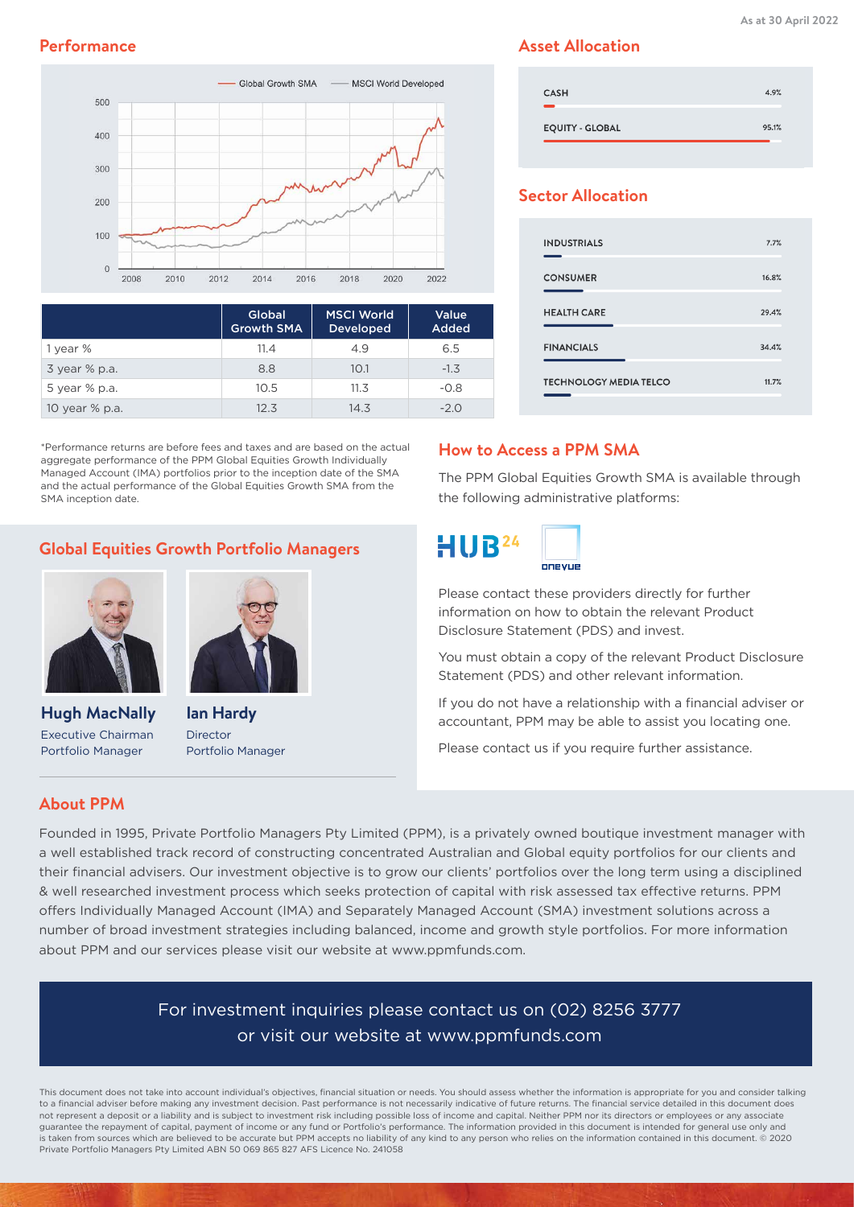As at 30 April 2022

## Performance

Global Growth SMA — MSCI World Developed

500
400
300
200
100
0

2008 2010 2012 2014 2016 2018 2020 2022

| | Global Growth SMA | MSCI World Developed | Value Added |
|---|---|---|---|
| 1 year % | 11.4 | 4.9 | 6.5 |
| 3 year % p.a. | 8.8 | 10.1 | -1.3 |
| 5 year % p.a. | 10.5 | 11.3 | -0.8 |
| 10 year % p.a. | 12.3 | 14.3 | -2.0 |

*Performance returns are before fees and taxes and are based on the actual aggregate performance of the PPM Global Equities Growth Individually Managed Account (IMA) portfolios prior to the inception date of the SMA and the actual performance of the Global Equities Growth SMA from the SMA inception date.

## Asset Allocation

CASH 4.9%

EQUITY - GLOBAL 95.1%

## Sector Allocation

INDUSTRIALS 7.7%

CONSUMER 16.8%

HEALTH CARE 29.4%

FINANCIALS 34.4%

TECHNOLOGY MEDIA TELCO 11.7%

## Global Equities Growth Portfolio Managers

**Hugh MacNally**
Executive Chairman
Portfolio Manager

**Ian Hardy**
Director
Portfolio Manager

## How to Access a PPM SMA

The PPM Global Equities Growth SMA is available through the following administrative platforms:

HUB24 onevue

Please contact these providers directly for further information on how to obtain the relevant Product Disclosure Statement (PDS) and invest.

You must obtain a copy of the relevant Product Disclosure Statement (PDS) and other relevant information.

If you do not have a relationship with a financial adviser or accountant, PPM may be able to assist you locating one.

Please contact us if you require further assistance.

## About PPM

Founded in 1995, Private Portfolio Managers Pty Limited (PPM), is a privately owned boutique investment manager with a well established track record of constructing concentrated Australian and Global equity portfolios for our clients and their financial advisers. Our investment objective is to grow our clients' portfolios over the long term using a disciplined & well researched investment process which seeks protection of capital with risk assessed tax effective returns. PPM offers Individually Managed Account (IMA) and Separately Managed Account (SMA) investment solutions across a number of broad investment strategies including balanced, income and growth style portfolios. For more information about PPM and our services please visit our website at www.ppmfunds.com.

For investment inquiries please contact us on (02) 8256 3777
or visit our website at www.ppmfunds.com

This document does not take into account individual's objectives, financial situation or needs. You should assess whether the information is appropriate for you and consider talking to a financial adviser before making any investment decision. Past performance is not necessarily indicative of future returns. The financial service detailed in this document does not represent a deposit or a liability and is subject to investment risk including possible loss of income and capital. Neither PPM nor its directors or employees or any associate guarantee the repayment of capital, payment of income or any fund or Portfolio's performance. The information provided in this document is intended for general use only and is taken from sources which are believed to be accurate but PPM accepts no liability of any kind to any person who relies on the information contained in this document. © 2020 Private Portfolio Managers Pty Limited ABN 50 069 865 827 AFS Licence No. 241058